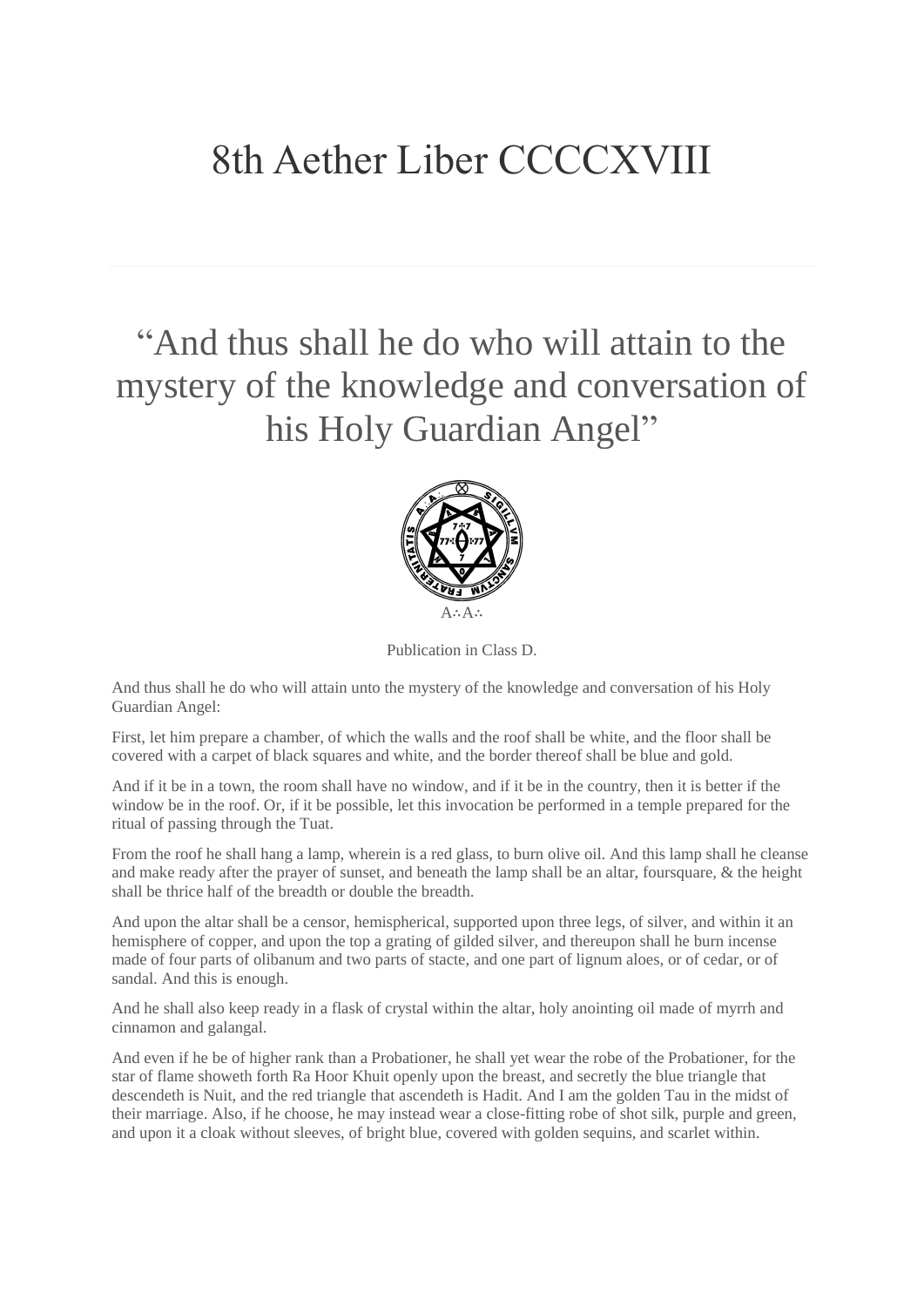# 8th Aether Liber CCCCXVIII

## “And thus shall he do who will attain to the mystery of the knowledge and conversation of his Holy Guardian Angel”

A∴A∴

Publication in Class D.

And thus shall he do who will attain unto the mystery of the knowledge and conversation of his Holy Guardian Angel:

First, let him prepare a chamber, of which the walls and the roof shall be white, and the floor shall be covered with a carpet of black squares and white, and the border thereof shall be blue and gold.

And if it be in a town, the room shall have no window, and if it be in the country, then it is better if the window be in the roof. Or, if it be possible, let this invocation be performed in a temple prepared for the ritual of passing through the Tuat.

From the roof he shall hang a lamp, wherein is a red glass, to burn olive oil. And this lamp shall he cleanse and make ready after the prayer of sunset, and beneath the lamp shall be an altar, foursquare, & the height shall be thrice half of the breadth or double the breadth.

And upon the altar shall be a censor, hemispherical, supported upon three legs, of silver, and within it an hemisphere of copper, and upon the top a grating of gilded silver, and thereupon shall he burn incense made of four parts of olibanum and two parts of stacte, and one part of lignum aloes, or of cedar, or of sandal. And this is enough.

And he shall also keep ready in a flask of crystal within the altar, holy anointing oil made of myrrh and cinnamon and galangal.

And even if he be of higher rank than a Probationer, he shall yet wear the robe of the Probationer, for the star of flame showeth forth Ra Hoor Khuit openly upon the breast, and secretly the blue triangle that descendeth is Nuit, and the red triangle that ascendeth is Hadit. And I am the golden Tau in the midst of their marriage. Also, if he choose, he may instead wear a close-fitting robe of shot silk, purple and green, and upon it a cloak without sleeves, of bright blue, covered with golden sequins, and scarlet within.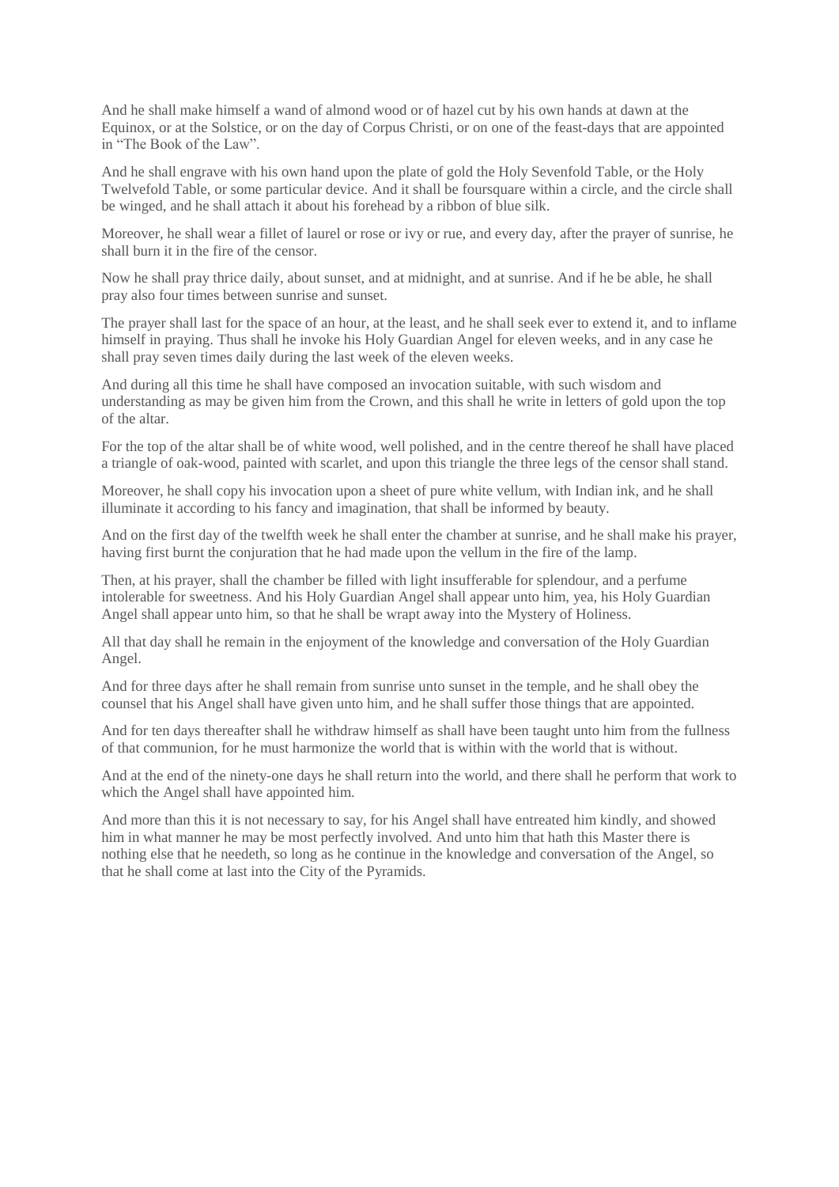And he shall make himself a wand of almond wood or of hazel cut by his own hands at dawn at the Equinox, or at the Solstice, or on the day of Corpus Christi, or on one of the feast-days that are appointed in “The Book of the Law”.

And he shall engrave with his own hand upon the plate of gold the Holy Sevenfold Table, or the Holy Twelvefold Table, or some particular device. And it shall be foursquare within a circle, and the circle shall be winged, and he shall attach it about his forehead by a ribbon of blue silk.

Moreover, he shall wear a fillet of laurel or rose or ivy or rue, and every day, after the prayer of sunrise, he shall burn it in the fire of the censor.

Now he shall pray thrice daily, about sunset, and at midnight, and at sunrise. And if he be able, he shall pray also four times between sunrise and sunset.

The prayer shall last for the space of an hour, at the least, and he shall seek ever to extend it, and to inflame himself in praying. Thus shall he invoke his Holy Guardian Angel for eleven weeks, and in any case he shall pray seven times daily during the last week of the eleven weeks.

And during all this time he shall have composed an invocation suitable, with such wisdom and understanding as may be given him from the Crown, and this shall he write in letters of gold upon the top of the altar.

For the top of the altar shall be of white wood, well polished, and in the centre thereof he shall have placed a triangle of oak-wood, painted with scarlet, and upon this triangle the three legs of the censor shall stand.

Moreover, he shall copy his invocation upon a sheet of pure white vellum, with Indian ink, and he shall illuminate it according to his fancy and imagination, that shall be informed by beauty.

And on the first day of the twelfth week he shall enter the chamber at sunrise, and he shall make his prayer, having first burnt the conjuration that he had made upon the vellum in the fire of the lamp.

Then, at his prayer, shall the chamber be filled with light insufferable for splendour, and a perfume intolerable for sweetness. And his Holy Guardian Angel shall appear unto him, yea, his Holy Guardian Angel shall appear unto him, so that he shall be wrapt away into the Mystery of Holiness.

All that day shall he remain in the enjoyment of the knowledge and conversation of the Holy Guardian Angel.

And for three days after he shall remain from sunrise unto sunset in the temple, and he shall obey the counsel that his Angel shall have given unto him, and he shall suffer those things that are appointed.

And for ten days thereafter shall he withdraw himself as shall have been taught unto him from the fullness of that communion, for he must harmonize the world that is within with the world that is without.

And at the end of the ninety-one days he shall return into the world, and there shall he perform that work to which the Angel shall have appointed him.

And more than this it is not necessary to say, for his Angel shall have entreated him kindly, and showed him in what manner he may be most perfectly involved. And unto him that hath this Master there is nothing else that he needeth, so long as he continue in the knowledge and conversation of the Angel, so that he shall come at last into the City of the Pyramids.